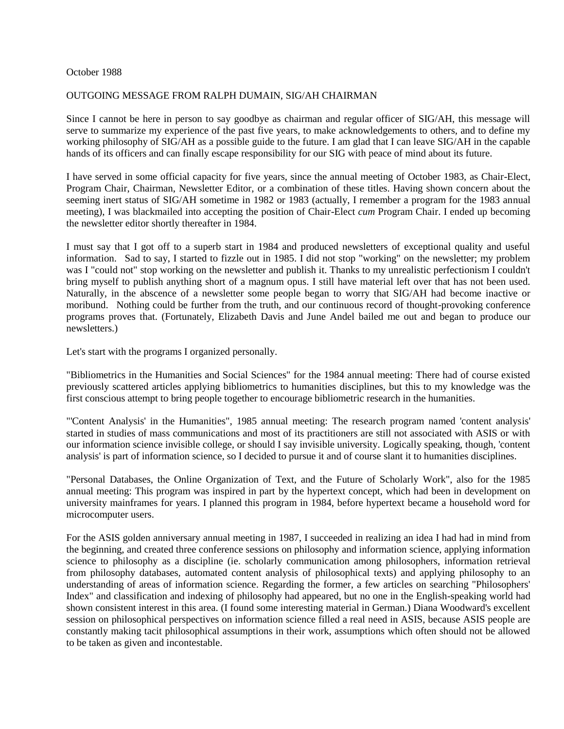October 1988

OUTGOING MESSAGE FROM RALPH DUMAIN, SIG/AH CHAIRMAN

Since I cannot be here in person to say goodbye as chairman and regular officer of SIG/AH, this message will serve to summarize my experience of the past five years, to make acknowledgements to others, and to define my working philosophy of SIG/AH as a possible guide to the future. I am glad that I can leave SIG/AH in the capable hands of its officers and can finally escape responsibility for our SIG with peace of mind about its future.

I have served in some official capacity for five years, since the annual meeting of October 1983, as Chair-Elect, Program Chair, Chairman, Newsletter Editor, or a combination of these titles. Having shown concern about the seeming inert status of SIG/AH sometime in 1982 or 1983 (actually, I remember a program for the 1983 annual meeting), I was blackmailed into accepting the position of Chair-Elect *cum* Program Chair. I ended up becoming the newsletter editor shortly thereafter in 1984.

I must say that I got off to a superb start in 1984 and produced newsletters of exceptional quality and useful information. Sad to say, I started to fizzle out in 1985. I did not stop "working" on the newsletter; my problem was I "could not" stop working on the newsletter and publish it. Thanks to my unrealistic perfectionism I couldn't bring myself to publish anything short of a magnum opus. I still have material left over that has not been used. Naturally, in the abscence of a newsletter some people began to worry that SIG/AH had become inactive or moribund. Nothing could be further from the truth, and our continuous record of thought-provoking conference programs proves that. (Fortunately, Elizabeth Davis and June Andel bailed me out and began to produce our newsletters.)

Let's start with the programs I organized personally.

"Bibliometrics in the Humanities and Social Sciences" for the 1984 annual meeting: There had of course existed previously scattered articles applying bibliometrics to humanities disciplines, but this to my knowledge was the first conscious attempt to bring people together to encourage bibliometric research in the humanities.

"'Content Analysis' in the Humanities", 1985 annual meeting: The research program named 'content analysis' started in studies of mass communications and most of its practitioners are still not associated with ASIS or with our information science invisible college, or should I say invisible university. Logically speaking, though, 'content analysis' is part of information science, so I decided to pursue it and of course slant it to humanities disciplines.

"Personal Databases, the Online Organization of Text, and the Future of Scholarly Work", also for the 1985 annual meeting: This program was inspired in part by the hypertext concept, which had been in development on university mainframes for years. I planned this program in 1984, before hypertext became a household word for microcomputer users.

For the ASIS golden anniversary annual meeting in 1987, I succeeded in realizing an idea I had had in mind from the beginning, and created three conference sessions on philosophy and information science, applying information science to philosophy as a discipline (ie. scholarly communication among philosophers, information retrieval from philosophy databases, automated content analysis of philosophical texts) and applying philosophy to an understanding of areas of information science. Regarding the former, a few articles on searching "Philosophers' Index" and classification and indexing of philosophy had appeared, but no one in the English-speaking world had shown consistent interest in this area. (I found some interesting material in German.) Diana Woodward's excellent session on philosophical perspectives on information science filled a real need in ASIS, because ASIS people are constantly making tacit philosophical assumptions in their work, assumptions which often should not be allowed to be taken as given and incontestable.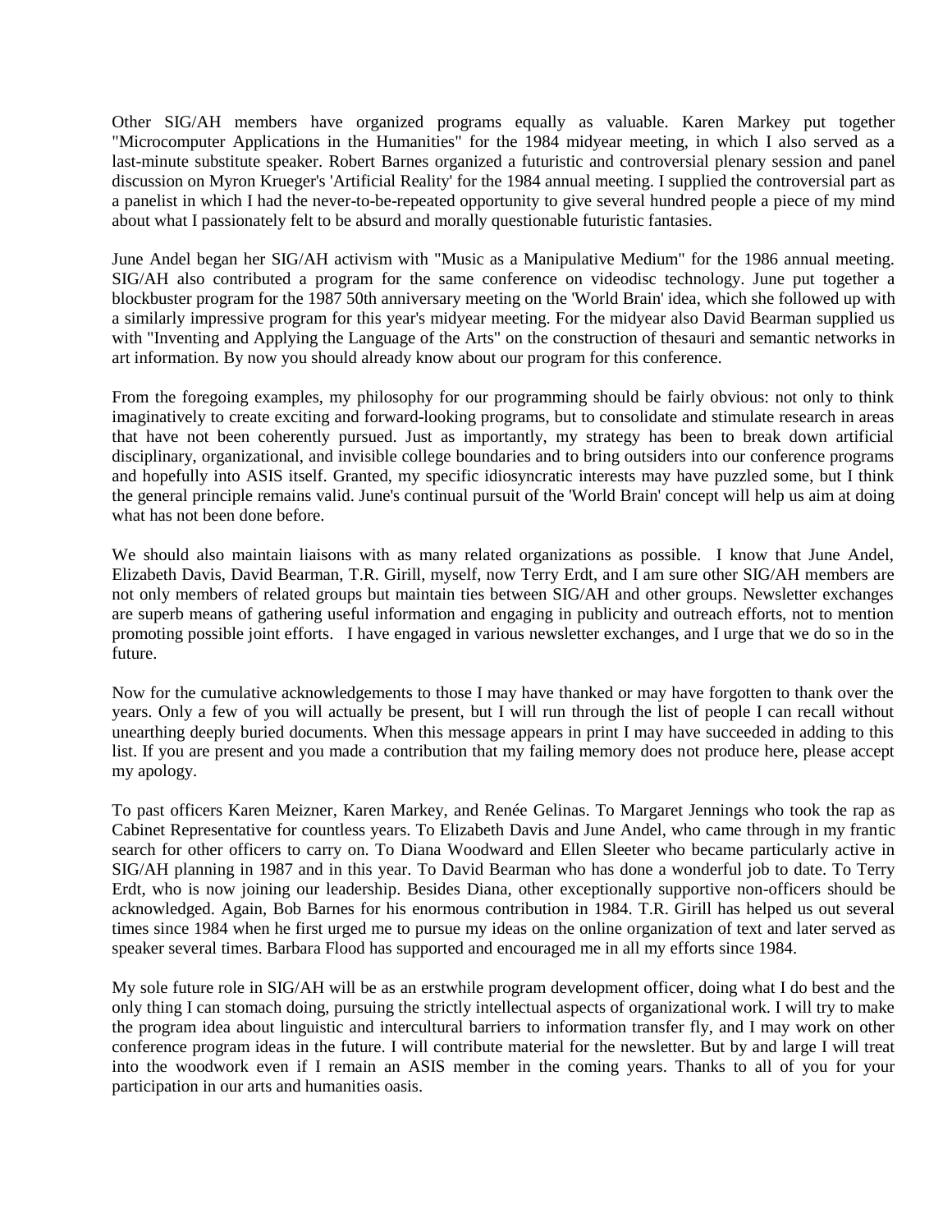Other SIG/AH members have organized programs equally as valuable. Karen Markey put together "Microcomputer Applications in the Humanities" for the 1984 midyear meeting, in which I also served as a last-minute substitute speaker. Robert Barnes organized a futuristic and controversial plenary session and panel discussion on Myron Krueger's 'Artificial Reality' for the 1984 annual meeting. I supplied the controversial part as a panelist in which I had the never-to-be-repeated opportunity to give several hundred people a piece of my mind about what I passionately felt to be absurd and morally questionable futuristic fantasies.

June Andel began her SIG/AH activism with "Music as a Manipulative Medium" for the 1986 annual meeting. SIG/AH also contributed a program for the same conference on videodisc technology. June put together a blockbuster program for the 1987 50th anniversary meeting on the 'World Brain' idea, which she followed up with a similarly impressive program for this year's midyear meeting. For the midyear also David Bearman supplied us with "Inventing and Applying the Language of the Arts" on the construction of thesauri and semantic networks in art information. By now you should already know about our program for this conference.

From the foregoing examples, my philosophy for our programming should be fairly obvious: not only to think imaginatively to create exciting and forward-looking programs, but to consolidate and stimulate research in areas that have not been coherently pursued. Just as importantly, my strategy has been to break down artificial disciplinary, organizational, and invisible college boundaries and to bring outsiders into our conference programs and hopefully into ASIS itself. Granted, my specific idiosyncratic interests may have puzzled some, but I think the general principle remains valid. June's continual pursuit of the 'World Brain' concept will help us aim at doing what has not been done before.

We should also maintain liaisons with as many related organizations as possible. I know that June Andel, Elizabeth Davis, David Bearman, T.R. Girill, myself, now Terry Erdt, and I am sure other SIG/AH members are not only members of related groups but maintain ties between SIG/AH and other groups. Newsletter exchanges are superb means of gathering useful information and engaging in publicity and outreach efforts, not to mention promoting possible joint efforts. I have engaged in various newsletter exchanges, and I urge that we do so in the future.

Now for the cumulative acknowledgements to those I may have thanked or may have forgotten to thank over the years. Only a few of you will actually be present, but I will run through the list of people I can recall without unearthing deeply buried documents. When this message appears in print I may have succeeded in adding to this list. If you are present and you made a contribution that my failing memory does not produce here, please accept my apology.

To past officers Karen Meizner, Karen Markey, and Renée Gelinas. To Margaret Jennings who took the rap as Cabinet Representative for countless years. To Elizabeth Davis and June Andel, who came through in my frantic search for other officers to carry on. To Diana Woodward and Ellen Sleeter who became particularly active in SIG/AH planning in 1987 and in this year. To David Bearman who has done a wonderful job to date. To Terry Erdt, who is now joining our leadership. Besides Diana, other exceptionally supportive non-officers should be acknowledged. Again, Bob Barnes for his enormous contribution in 1984. T.R. Girill has helped us out several times since 1984 when he first urged me to pursue my ideas on the online organization of text and later served as speaker several times. Barbara Flood has supported and encouraged me in all my efforts since 1984.

My sole future role in SIG/AH will be as an erstwhile program development officer, doing what I do best and the only thing I can stomach doing, pursuing the strictly intellectual aspects of organizational work. I will try to make the program idea about linguistic and intercultural barriers to information transfer fly, and I may work on other conference program ideas in the future. I will contribute material for the newsletter. But by and large I will treat into the woodwork even if I remain an ASIS member in the coming years. Thanks to all of you for your participation in our arts and humanities oasis.